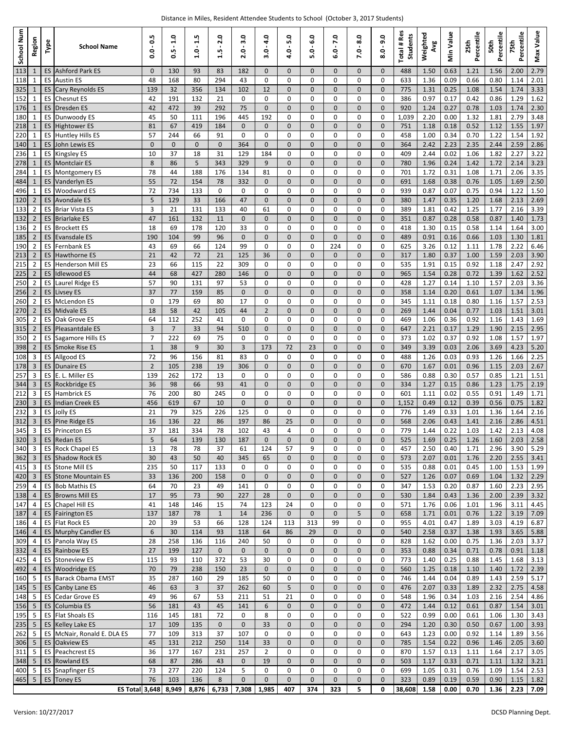Distance in Miles, Resident Attendee Students to School (October 3, 2017 Students)

| School Num | Region | Type | School Name | 0.0 - 0.5 | 0.5 - 1.0 | 1.0 - 1.5 | 1.5 - 2.0 | 2.0 - 3.0 | 3.0 - 4.0 | 4.0 - 5.0 | 5.0 - 6.0 | 6.0 - 7.0 | 7.0 - 8.0 | 8.0 - 9.0 | Total # Res Students | Weighted Avg | Min Value | 25th Percentile | 50th Percentile | 75th Percentile | Max Value |
|---|---|---|---|---|---|---|---|---|---|---|---|---|---|---|---|---|---|---|---|---|---|
| 113 | 1 | ES | Ashford Park ES | 0 | 130 | 93 | 83 | 182 | 0 | 0 | 0 | 0 | 0 | 0 | 488 | 1.50 | 0.63 | 1.21 | 1.56 | 2.00 | 2.79 |
| 118 | 1 | ES | Austin ES | 48 | 168 | 80 | 294 | 43 | 0 | 0 | 0 | 0 | 0 | 0 | 633 | 1.36 | 0.09 | 0.66 | 0.80 | 1.14 | 2.01 |
| 325 | 1 | ES | Cary Reynolds ES | 139 | 32 | 356 | 134 | 102 | 12 | 0 | 0 | 0 | 0 | 0 | 775 | 1.31 | 0.25 | 1.08 | 1.54 | 1.74 | 3.33 |
| 152 | 1 | ES | Chesnut ES | 42 | 191 | 132 | 21 | 0 | 0 | 0 | 0 | 0 | 0 | 0 | 386 | 0.97 | 0.17 | 0.42 | 0.86 | 1.29 | 1.62 |
| 176 | 1 | ES | Dresden ES | 42 | 472 | 39 | 292 | 75 | 0 | 0 | 0 | 0 | 0 | 0 | 920 | 1.24 | 0.27 | 0.78 | 1.03 | 1.74 | 2.30 |
| 180 | 1 | ES | Dunwoody ES | 45 | 50 | 111 | 196 | 445 | 192 | 0 | 0 | 0 | 0 | 0 | 1,039 | 2.20 | 0.00 | 1.32 | 1.81 | 2.79 | 3.48 |
| 218 | 1 | ES | Hightower ES | 81 | 67 | 419 | 184 | 0 | 0 | 0 | 0 | 0 | 0 | 0 | 751 | 1.18 | 0.18 | 0.52 | 1.12 | 1.55 | 1.97 |
| 220 | 1 | ES | Huntley Hills ES | 57 | 244 | 66 | 91 | 0 | 0 | 0 | 0 | 0 | 0 | 0 | 458 | 1.00 | 0.34 | 0.70 | 1.22 | 1.54 | 1.92 |
| 140 | 1 | ES | John Lewis ES | 0 | 0 | 0 | 0 | 364 | 0 | 0 | 0 | 0 | 0 | 0 | 364 | 2.42 | 2.23 | 2.35 | 2.44 | 2.59 | 2.86 |
| 236 | 1 | ES | Kingsley ES | 10 | 37 | 18 | 31 | 129 | 184 | 0 | 0 | 0 | 0 | 0 | 409 | 2.44 | 0.02 | 1.06 | 1.82 | 2.27 | 3.22 |
| 278 | 1 | ES | Montclair ES | 8 | 86 | 5 | 343 | 329 | 9 | 0 | 0 | 0 | 0 | 0 | 780 | 1.96 | 0.24 | 1.42 | 1.72 | 2.14 | 3.23 |
| 284 | 1 | ES | Montgomery ES | 78 | 44 | 188 | 176 | 134 | 81 | 0 | 0 | 0 | 0 | 0 | 701 | 1.72 | 0.31 | 1.08 | 1.71 | 2.06 | 3.35 |
| 484 | 1 | ES | Vanderlyn ES | 55 | 72 | 154 | 78 | 332 | 0 | 0 | 0 | 0 | 0 | 0 | 691 | 1.68 | 0.38 | 0.76 | 1.05 | 1.69 | 2.50 |
| 496 | 1 | ES | Woodward ES | 72 | 734 | 133 | 0 | 0 | 0 | 0 | 0 | 0 | 0 | 0 | 939 | 0.87 | 0.07 | 0.75 | 0.94 | 1.22 | 1.50 |
| 120 | 2 | ES | Avondale ES | 5 | 129 | 33 | 166 | 47 | 0 | 0 | 0 | 0 | 0 | 0 | 380 | 1.47 | 0.35 | 1.20 | 1.68 | 2.13 | 2.69 |
| 133 | 2 | ES | Briar Vista ES | 3 | 21 | 131 | 133 | 40 | 61 | 0 | 0 | 0 | 0 | 0 | 389 | 1.81 | 0.42 | 1.25 | 1.77 | 2.16 | 3.39 |
| 132 | 2 | ES | Briarlake ES | 47 | 161 | 132 | 11 | 0 | 0 | 0 | 0 | 0 | 0 | 0 | 351 | 0.87 | 0.28 | 0.58 | 0.87 | 1.40 | 1.73 |
| 136 | 2 | ES | Brockett ES | 18 | 69 | 178 | 120 | 33 | 0 | 0 | 0 | 0 | 0 | 0 | 418 | 1.30 | 0.15 | 0.58 | 1.14 | 1.64 | 3.00 |
| 185 | 2 | ES | Evansdale ES | 190 | 104 | 99 | 96 | 0 | 0 | 0 | 0 | 0 | 0 | 0 | 489 | 0.91 | 0.16 | 0.66 | 1.03 | 1.30 | 1.81 |
| 190 | 2 | ES | Fernbank ES | 43 | 69 | 66 | 124 | 99 | 0 | 0 | 0 | 224 | 0 | 0 | 625 | 3.26 | 0.12 | 1.11 | 1.78 | 2.22 | 6.46 |
| 213 | 2 | ES | Hawthorne ES | 21 | 42 | 72 | 21 | 125 | 36 | 0 | 0 | 0 | 0 | 0 | 317 | 1.80 | 0.37 | 1.00 | 1.59 | 2.03 | 3.90 |
| 215 | 2 | ES | Henderson Mill ES | 23 | 66 | 115 | 22 | 309 | 0 | 0 | 0 | 0 | 0 | 0 | 535 | 1.91 | 0.15 | 0.92 | 1.18 | 2.47 | 2.92 |
| 225 | 2 | ES | Idlewood ES | 44 | 68 | 427 | 280 | 146 | 0 | 0 | 0 | 0 | 0 | 0 | 965 | 1.54 | 0.28 | 0.72 | 1.39 | 1.62 | 2.52 |
| 250 | 2 | ES | Laurel Ridge ES | 57 | 90 | 131 | 97 | 53 | 0 | 0 | 0 | 0 | 0 | 0 | 428 | 1.27 | 0.14 | 1.10 | 1.57 | 2.03 | 3.36 |
| 256 | 2 | ES | Livsey ES | 37 | 77 | 159 | 85 | 0 | 0 | 0 | 0 | 0 | 0 | 0 | 358 | 1.14 | 0.20 | 0.61 | 1.07 | 1.34 | 1.96 |
| 260 | 2 | ES | McLendon ES | 0 | 179 | 69 | 80 | 17 | 0 | 0 | 0 | 0 | 0 | 0 | 345 | 1.11 | 0.18 | 0.80 | 1.16 | 1.57 | 2.53 |
| 270 | 2 | ES | Midvale ES | 18 | 58 | 42 | 105 | 44 | 2 | 0 | 0 | 0 | 0 | 0 | 269 | 1.44 | 0.04 | 0.77 | 1.03 | 1.51 | 3.01 |
| 305 | 2 | ES | Oak Grove ES | 64 | 112 | 252 | 41 | 0 | 0 | 0 | 0 | 0 | 0 | 0 | 469 | 1.06 | 0.36 | 0.92 | 1.16 | 1.43 | 1.69 |
| 315 | 2 | ES | Pleasantdale ES | 3 | 7 | 33 | 94 | 510 | 0 | 0 | 0 | 0 | 0 | 0 | 647 | 2.21 | 0.17 | 1.29 | 1.90 | 2.15 | 2.95 |
| 350 | 2 | ES | Sagamore Hills ES | 7 | 222 | 69 | 75 | 0 | 0 | 0 | 0 | 0 | 0 | 0 | 373 | 1.02 | 0.37 | 0.92 | 1.08 | 1.57 | 1.97 |
| 398 | 2 | ES | Smoke Rise ES | 1 | 38 | 9 | 30 | 3 | 173 | 72 | 23 | 0 | 0 | 0 | 349 | 3.39 | 0.03 | 2.06 | 3.69 | 4.23 | 5.20 |
| 108 | 3 | ES | Allgood ES | 72 | 96 | 156 | 81 | 83 | 0 | 0 | 0 | 0 | 0 | 0 | 488 | 1.26 | 0.03 | 0.93 | 1.26 | 1.66 | 2.25 |
| 178 | 3 | ES | Dunaire ES | 2 | 105 | 238 | 19 | 306 | 0 | 0 | 0 | 0 | 0 | 0 | 670 | 1.67 | 0.01 | 0.96 | 1.15 | 2.03 | 2.67 |
| 257 | 3 | ES | E. L. Miller ES | 139 | 262 | 172 | 13 | 0 | 0 | 0 | 0 | 0 | 0 | 0 | 586 | 0.88 | 0.30 | 0.57 | 0.85 | 1.21 | 1.51 |
| 344 | 3 | ES | Rockbridge ES | 36 | 98 | 66 | 93 | 41 | 0 | 0 | 0 | 0 | 0 | 0 | 334 | 1.27 | 0.15 | 0.86 | 1.23 | 1.75 | 2.19 |
| 212 | 3 | ES | Hambrick ES | 76 | 200 | 80 | 245 | 0 | 0 | 0 | 0 | 0 | 0 | 0 | 601 | 1.11 | 0.02 | 0.55 | 0.91 | 1.49 | 1.71 |
| 230 | 3 | ES | Indian Creek ES | 456 | 619 | 67 | 10 | 0 | 0 | 0 | 0 | 0 | 0 | 0 | 1,152 | 0.49 | 0.12 | 0.39 | 0.56 | 0.75 | 1.82 |
| 232 | 3 | ES | Jolly ES | 21 | 79 | 325 | 226 | 125 | 0 | 0 | 0 | 0 | 0 | 0 | 776 | 1.49 | 0.33 | 1.01 | 1.36 | 1.64 | 2.16 |
| 312 | 3 | ES | Pine Ridge ES | 16 | 136 | 22 | 86 | 197 | 86 | 25 | 0 | 0 | 0 | 0 | 568 | 2.06 | 0.43 | 1.41 | 2.16 | 2.86 | 4.51 |
| 345 | 3 | ES | Princeton ES | 37 | 181 | 334 | 78 | 102 | 43 | 4 | 0 | 0 | 0 | 0 | 779 | 1.44 | 0.22 | 1.03 | 1.42 | 2.13 | 4.08 |
| 320 | 3 | ES | Redan ES | 5 | 64 | 139 | 130 | 187 | 0 | 0 | 0 | 0 | 0 | 0 | 525 | 1.69 | 0.25 | 1.26 | 1.60 | 2.03 | 2.58 |
| 340 | 3 | ES | Rock Chapel ES | 13 | 78 | 78 | 37 | 61 | 124 | 57 | 9 | 0 | 0 | 0 | 457 | 2.50 | 0.40 | 1.71 | 2.96 | 3.90 | 5.29 |
| 362 | 3 | ES | Shadow Rock ES | 30 | 43 | 50 | 40 | 345 | 65 | 0 | 0 | 0 | 0 | 0 | 573 | 2.07 | 0.01 | 1.76 | 2.20 | 2.55 | 3.41 |
| 415 | 3 | ES | Stone Mill ES | 235 | 50 | 117 | 133 | 0 | 0 | 0 | 0 | 0 | 0 | 0 | 535 | 0.88 | 0.01 | 0.45 | 1.00 | 1.53 | 1.99 |
| 420 | 3 | ES | Stone Mountain ES | 33 | 136 | 200 | 158 | 0 | 0 | 0 | 0 | 0 | 0 | 0 | 527 | 1.26 | 0.07 | 0.69 | 1.04 | 1.32 | 2.29 |
| 259 | 4 | ES | Bob Mathis ES | 64 | 70 | 23 | 49 | 141 | 0 | 0 | 0 | 0 | 0 | 0 | 347 | 1.53 | 0.20 | 0.87 | 1.60 | 2.23 | 2.95 |
| 138 | 4 | ES | Browns Mill ES | 17 | 95 | 73 | 90 | 227 | 28 | 0 | 0 | 0 | 0 | 0 | 530 | 1.84 | 0.43 | 1.36 | 2.00 | 2.39 | 3.32 |
| 147 | 4 | ES | Chapel Hill ES | 41 | 148 | 146 | 15 | 74 | 123 | 24 | 0 | 0 | 0 | 0 | 571 | 1.76 | 0.06 | 1.01 | 1.96 | 3.11 | 4.45 |
| 187 | 4 | ES | Fairington ES | 137 | 187 | 78 | 1 | 14 | 236 | 0 | 0 | 0 | 5 | 0 | 658 | 1.71 | 0.01 | 0.76 | 1.22 | 3.19 | 7.09 |
| 186 | 4 | ES | Flat Rock ES | 20 | 39 | 53 | 66 | 128 | 124 | 113 | 313 | 99 | 0 | 0 | 955 | 4.01 | 0.47 | 1.89 | 3.03 | 4.19 | 6.87 |
| 146 | 4 | ES | Murphy Candler ES | 6 | 30 | 114 | 93 | 118 | 64 | 86 | 29 | 0 | 0 | 0 | 540 | 2.58 | 0.37 | 1.38 | 1.93 | 3.65 | 5.88 |
| 309 | 4 | ES | Panola Way ES | 28 | 258 | 136 | 116 | 240 | 50 | 0 | 0 | 0 | 0 | 0 | 828 | 1.62 | 0.00 | 0.75 | 1.36 | 2.03 | 3.37 |
| 332 | 4 | ES | Rainbow ES | 27 | 199 | 127 | 0 | 0 | 0 | 0 | 0 | 0 | 0 | 0 | 353 | 0.88 | 0.34 | 0.71 | 0.78 | 0.91 | 1.18 |
| 425 | 4 | ES | Stoneview ES | 115 | 93 | 110 | 372 | 53 | 30 | 0 | 0 | 0 | 0 | 0 | 773 | 1.40 | 0.25 | 0.88 | 1.45 | 1.68 | 3.13 |
| 492 | 4 | ES | Woodridge ES | 70 | 79 | 238 | 150 | 23 | 0 | 0 | 0 | 0 | 0 | 0 | 560 | 1.25 | 0.18 | 1.10 | 1.40 | 1.72 | 2.39 |
| 160 | 5 | ES | Barack Obama EMST | 35 | 287 | 160 | 29 | 185 | 50 | 0 | 0 | 0 | 0 | 0 | 746 | 1.44 | 0.04 | 0.89 | 1.43 | 2.59 | 5.17 |
| 145 | 5 | ES | Canby Lane ES | 46 | 63 | 3 | 37 | 262 | 60 | 5 | 0 | 0 | 0 | 0 | 476 | 2.07 | 0.33 | 1.89 | 2.32 | 2.75 | 4.58 |
| 148 | 5 | ES | Cedar Grove ES | 49 | 96 | 67 | 53 | 211 | 51 | 21 | 0 | 0 | 0 | 0 | 548 | 1.96 | 0.34 | 1.03 | 2.16 | 2.54 | 4.86 |
| 156 | 5 | ES | Columbia ES | 56 | 181 | 43 | 45 | 141 | 6 | 0 | 0 | 0 | 0 | 0 | 472 | 1.44 | 0.12 | 0.61 | 0.87 | 1.54 | 3.01 |
| 195 | 5 | ES | Flat Shoals ES | 116 | 145 | 181 | 72 | 0 | 8 | 0 | 0 | 0 | 0 | 0 | 522 | 0.99 | 0.00 | 0.61 | 1.06 | 1.30 | 3.43 |
| 235 | 5 | ES | Kelley Lake ES | 17 | 109 | 135 | 0 | 0 | 33 | 0 | 0 | 0 | 0 | 0 | 294 | 1.20 | 0.30 | 0.50 | 0.67 | 1.00 | 3.93 |
| 262 | 5 | ES | McNair, Ronald E. DLA ES | 77 | 109 | 313 | 37 | 107 | 0 | 0 | 0 | 0 | 0 | 0 | 643 | 1.23 | 0.00 | 0.92 | 1.14 | 1.89 | 3.56 |
| 306 | 5 | ES | Oakview ES | 45 | 131 | 212 | 250 | 114 | 33 | 0 | 0 | 0 | 0 | 0 | 785 | 1.54 | 0.22 | 0.96 | 1.46 | 2.05 | 3.60 |
| 311 | 5 | ES | Peachcrest ES | 36 | 177 | 167 | 231 | 257 | 2 | 0 | 0 | 0 | 0 | 0 | 870 | 1.57 | 0.13 | 1.11 | 1.64 | 2.17 | 3.05 |
| 348 | 5 | ES | Rowland ES | 68 | 87 | 286 | 43 | 0 | 19 | 0 | 0 | 0 | 0 | 0 | 503 | 1.17 | 0.33 | 0.71 | 1.11 | 1.32 | 3.21 |
| 400 | 5 | ES | Snapfinger ES | 73 | 277 | 220 | 124 | 5 | 0 | 0 | 0 | 0 | 0 | 0 | 699 | 1.05 | 0.31 | 0.76 | 1.09 | 1.54 | 2.53 |
| 465 | 5 | ES | Toney ES | 76 | 103 | 136 | 8 | 0 | 0 | 0 | 0 | 0 | 0 | 0 | 323 | 0.89 | 0.19 | 0.59 | 0.90 | 1.15 | 1.82 |
| | | | ES Total | 3,648 | 8,949 | 8,876 | 6,733 | 7,308 | 1,985 | 407 | 374 | 323 | 5 | 0 | 38,608 | 1.58 | 0.00 | 0.70 | 1.36 | 2.23 | 7.09 |

Version: 10/27/2017

DCSD Planning Dept.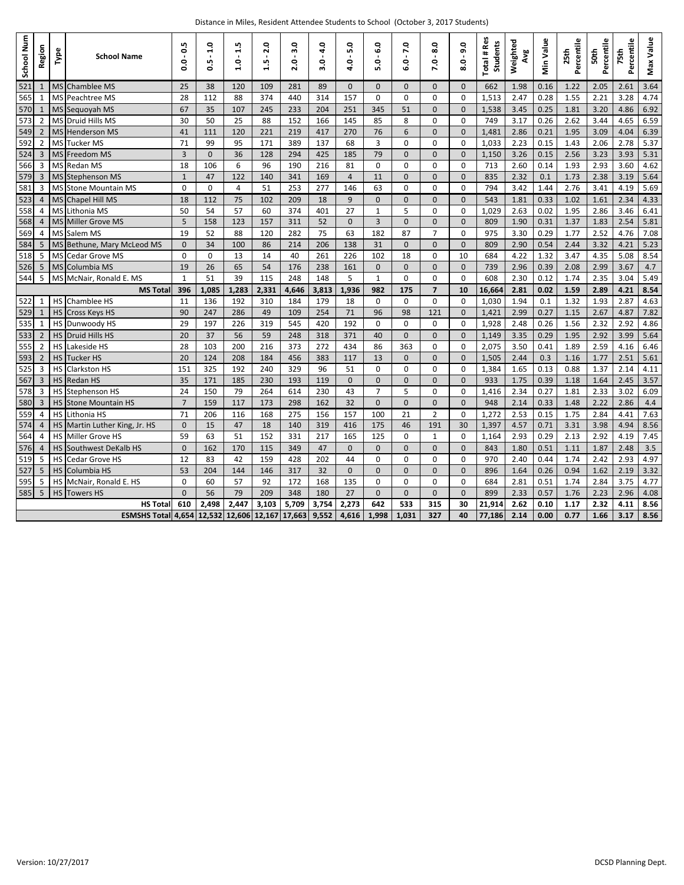Distance in Miles, Resident Attendee Students to School (October 3, 2017 Students)

| School Num | Region | Type | School Name | 0.0 - 0.5 | 0.5 - 1.0 | 1.0 - 1.5 | 1.5 - 2.0 | 2.0 - 3.0 | 3.0 - 4.0 | 4.0 - 5.0 | 5.0 - 6.0 | 6.0 - 7.0 | 7.0 - 8.0 | 8.0 - 9.0 | Total # Res Students | Weighted Avg | Min Value | 25th Percentile | 50th Percentile | 75th Percentile | Max Value |
|---|---|---|---|---|---|---|---|---|---|---|---|---|---|---|---|---|---|---|---|---|---|
| 521 | 1 | MS | Chamblee MS | 25 | 38 | 120 | 109 | 281 | 89 | 0 | 0 | 0 | 0 | 0 | 662 | 1.98 | 0.16 | 1.22 | 2.05 | 2.61 | 3.64 |
| 565 | 1 | MS | Peachtree MS | 28 | 112 | 88 | 374 | 440 | 314 | 157 | 0 | 0 | 0 | 0 | 1,513 | 2.47 | 0.28 | 1.55 | 2.21 | 3.28 | 4.74 |
| 570 | 1 | MS | Sequoyah MS | 67 | 35 | 107 | 245 | 233 | 204 | 251 | 345 | 51 | 0 | 0 | 1,538 | 3.45 | 0.25 | 1.81 | 3.20 | 4.86 | 6.92 |
| 573 | 2 | MS | Druid Hills MS | 30 | 50 | 25 | 88 | 152 | 166 | 145 | 85 | 8 | 0 | 0 | 749 | 3.17 | 0.26 | 2.62 | 3.44 | 4.65 | 6.59 |
| 549 | 2 | MS | Henderson MS | 41 | 111 | 120 | 221 | 219 | 417 | 270 | 76 | 6 | 0 | 0 | 1,481 | 2.86 | 0.21 | 1.95 | 3.09 | 4.04 | 6.39 |
| 592 | 2 | MS | Tucker MS | 71 | 99 | 95 | 171 | 389 | 137 | 68 | 3 | 0 | 0 | 0 | 1,033 | 2.23 | 0.15 | 1.43 | 2.06 | 2.78 | 5.37 |
| 524 | 3 | MS | Freedom MS | 3 | 0 | 36 | 128 | 294 | 425 | 185 | 79 | 0 | 0 | 0 | 1,150 | 3.26 | 0.15 | 2.56 | 3.23 | 3.93 | 5.31 |
| 566 | 3 | MS | Redan MS | 18 | 106 | 6 | 96 | 190 | 216 | 81 | 0 | 0 | 0 | 0 | 713 | 2.60 | 0.14 | 1.93 | 2.93 | 3.60 | 4.62 |
| 579 | 3 | MS | Stephenson MS | 1 | 47 | 122 | 140 | 341 | 169 | 4 | 11 | 0 | 0 | 0 | 835 | 2.32 | 0.1 | 1.73 | 2.38 | 3.19 | 5.64 |
| 581 | 3 | MS | Stone Mountain MS | 0 | 0 | 4 | 51 | 253 | 277 | 146 | 63 | 0 | 0 | 0 | 794 | 3.42 | 1.44 | 2.76 | 3.41 | 4.19 | 5.69 |
| 523 | 4 | MS | Chapel Hill MS | 18 | 112 | 75 | 102 | 209 | 18 | 9 | 0 | 0 | 0 | 0 | 543 | 1.81 | 0.33 | 1.02 | 1.61 | 2.34 | 4.33 |
| 558 | 4 | MS | Lithonia MS | 50 | 54 | 57 | 60 | 374 | 401 | 27 | 1 | 5 | 0 | 0 | 1,029 | 2.63 | 0.02 | 1.95 | 2.86 | 3.46 | 6.41 |
| 568 | 4 | MS | Miller Grove MS | 5 | 158 | 123 | 157 | 311 | 52 | 0 | 3 | 0 | 0 | 0 | 809 | 1.90 | 0.31 | 1.37 | 1.83 | 2.54 | 5.81 |
| 569 | 4 | MS | Salem MS | 19 | 52 | 88 | 120 | 282 | 75 | 63 | 182 | 87 | 7 | 0 | 975 | 3.30 | 0.29 | 1.77 | 2.52 | 4.76 | 7.08 |
| 584 | 5 | MS | Bethune, Mary McLeod MS | 0 | 34 | 100 | 86 | 214 | 206 | 138 | 31 | 0 | 0 | 0 | 809 | 2.90 | 0.54 | 2.44 | 3.32 | 4.21 | 5.23 |
| 518 | 5 | MS | Cedar Grove MS | 0 | 0 | 13 | 14 | 40 | 261 | 226 | 102 | 18 | 0 | 10 | 684 | 4.22 | 1.32 | 3.47 | 4.35 | 5.08 | 8.54 |
| 526 | 5 | MS | Columbia MS | 19 | 26 | 65 | 54 | 176 | 238 | 161 | 0 | 0 | 0 | 0 | 739 | 2.96 | 0.39 | 2.08 | 2.99 | 3.67 | 4.7 |
| 544 | 5 | MS | McNair, Ronald E. MS | 1 | 51 | 39 | 115 | 248 | 148 | 5 | 1 | 0 | 0 | 0 | 608 | 2.30 | 0.12 | 1.74 | 2.35 | 3.04 | 5.49 |
| | | | **MS Total** | **396** | **1,085** | **1,283** | **2,331** | **4,646** | **3,813** | **1,936** | **982** | **175** | **7** | **10** | **16,664** | **2.81** | **0.02** | **1.59** | **2.89** | **4.21** | **8.54** |
| 522 | 1 | HS | Chamblee HS | 11 | 136 | 192 | 310 | 184 | 179 | 18 | 0 | 0 | 0 | 0 | 1,030 | 1.94 | 0.1 | 1.32 | 1.93 | 2.87 | 4.63 |
| 529 | 1 | HS | Cross Keys HS | 90 | 247 | 286 | 49 | 109 | 254 | 71 | 96 | 98 | 121 | 0 | 1,421 | 2.99 | 0.27 | 1.15 | 2.67 | 4.87 | 7.82 |
| 535 | 1 | HS | Dunwoody HS | 29 | 197 | 226 | 319 | 545 | 420 | 192 | 0 | 0 | 0 | 0 | 1,928 | 2.48 | 0.26 | 1.56 | 2.32 | 2.92 | 4.86 |
| 533 | 2 | HS | Druid Hills HS | 20 | 37 | 56 | 59 | 248 | 318 | 371 | 40 | 0 | 0 | 0 | 1,149 | 3.35 | 0.29 | 1.95 | 2.92 | 3.99 | 5.64 |
| 555 | 2 | HS | Lakeside HS | 28 | 103 | 200 | 216 | 373 | 272 | 434 | 86 | 363 | 0 | 0 | 2,075 | 3.50 | 0.41 | 1.89 | 2.59 | 4.16 | 6.46 |
| 593 | 2 | HS | Tucker HS | 20 | 124 | 208 | 184 | 456 | 383 | 117 | 13 | 0 | 0 | 0 | 1,505 | 2.44 | 0.3 | 1.16 | 1.77 | 2.51 | 5.61 |
| 525 | 3 | HS | Clarkston HS | 151 | 325 | 192 | 240 | 329 | 96 | 51 | 0 | 0 | 0 | 0 | 1,384 | 1.65 | 0.13 | 0.88 | 1.37 | 2.14 | 4.11 |
| 567 | 3 | HS | Redan HS | 35 | 171 | 185 | 230 | 193 | 119 | 0 | 0 | 0 | 0 | 0 | 933 | 1.75 | 0.39 | 1.18 | 1.64 | 2.45 | 3.57 |
| 578 | 3 | HS | Stephenson HS | 24 | 150 | 79 | 264 | 614 | 230 | 43 | 7 | 5 | 0 | 0 | 1,416 | 2.34 | 0.27 | 1.81 | 2.33 | 3.02 | 6.09 |
| 580 | 3 | HS | Stone Mountain HS | 7 | 159 | 117 | 173 | 298 | 162 | 32 | 0 | 0 | 0 | 0 | 948 | 2.14 | 0.33 | 1.48 | 2.22 | 2.86 | 4.4 |
| 559 | 4 | HS | Lithonia HS | 71 | 206 | 116 | 168 | 275 | 156 | 157 | 100 | 21 | 2 | 0 | 1,272 | 2.53 | 0.15 | 1.75 | 2.84 | 4.41 | 7.63 |
| 574 | 4 | HS | Martin Luther King, Jr. HS | 0 | 15 | 47 | 18 | 140 | 319 | 416 | 175 | 46 | 191 | 30 | 1,397 | 4.57 | 0.71 | 3.31 | 3.98 | 4.94 | 8.56 |
| 564 | 4 | HS | Miller Grove HS | 59 | 63 | 51 | 152 | 331 | 217 | 165 | 125 | 0 | 1 | 0 | 1,164 | 2.93 | 0.29 | 2.13 | 2.92 | 4.19 | 7.45 |
| 576 | 4 | HS | Southwest DeKalb HS | 0 | 162 | 170 | 115 | 349 | 47 | 0 | 0 | 0 | 0 | 0 | 843 | 1.80 | 0.51 | 1.11 | 1.87 | 2.48 | 3.5 |
| 519 | 5 | HS | Cedar Grove HS | 12 | 83 | 42 | 159 | 428 | 202 | 44 | 0 | 0 | 0 | 0 | 970 | 2.40 | 0.44 | 1.74 | 2.42 | 2.93 | 4.97 |
| 527 | 5 | HS | Columbia HS | 53 | 204 | 144 | 146 | 317 | 32 | 0 | 0 | 0 | 0 | 0 | 896 | 1.64 | 0.26 | 0.94 | 1.62 | 2.19 | 3.32 |
| 595 | 5 | HS | McNair, Ronald E. HS | 0 | 60 | 57 | 92 | 172 | 168 | 135 | 0 | 0 | 0 | 0 | 684 | 2.81 | 0.51 | 1.74 | 2.84 | 3.75 | 4.77 |
| 585 | 5 | HS | Towers HS | 0 | 56 | 79 | 209 | 348 | 180 | 27 | 0 | 0 | 0 | 0 | 899 | 2.33 | 0.57 | 1.76 | 2.23 | 2.96 | 4.08 |
| | | | **HS Total** | **610** | **2,498** | **2,447** | **3,103** | **5,709** | **3,754** | **2,273** | **642** | **533** | **315** | **30** | **21,914** | **2.62** | **0.10** | **1.17** | **2.32** | **4.11** | **8.56** |
| | | | **ESMSHS Total** | **4,654** | **12,532** | **12,606** | **12,167** | **17,663** | **9,552** | **4,616** | **1,998** | **1,031** | **327** | **40** | **77,186** | **2.14** | **0.00** | **0.77** | **1.66** | **3.17** | **8.56** |

Version: 10/27/2017

DCSD Planning Dept.